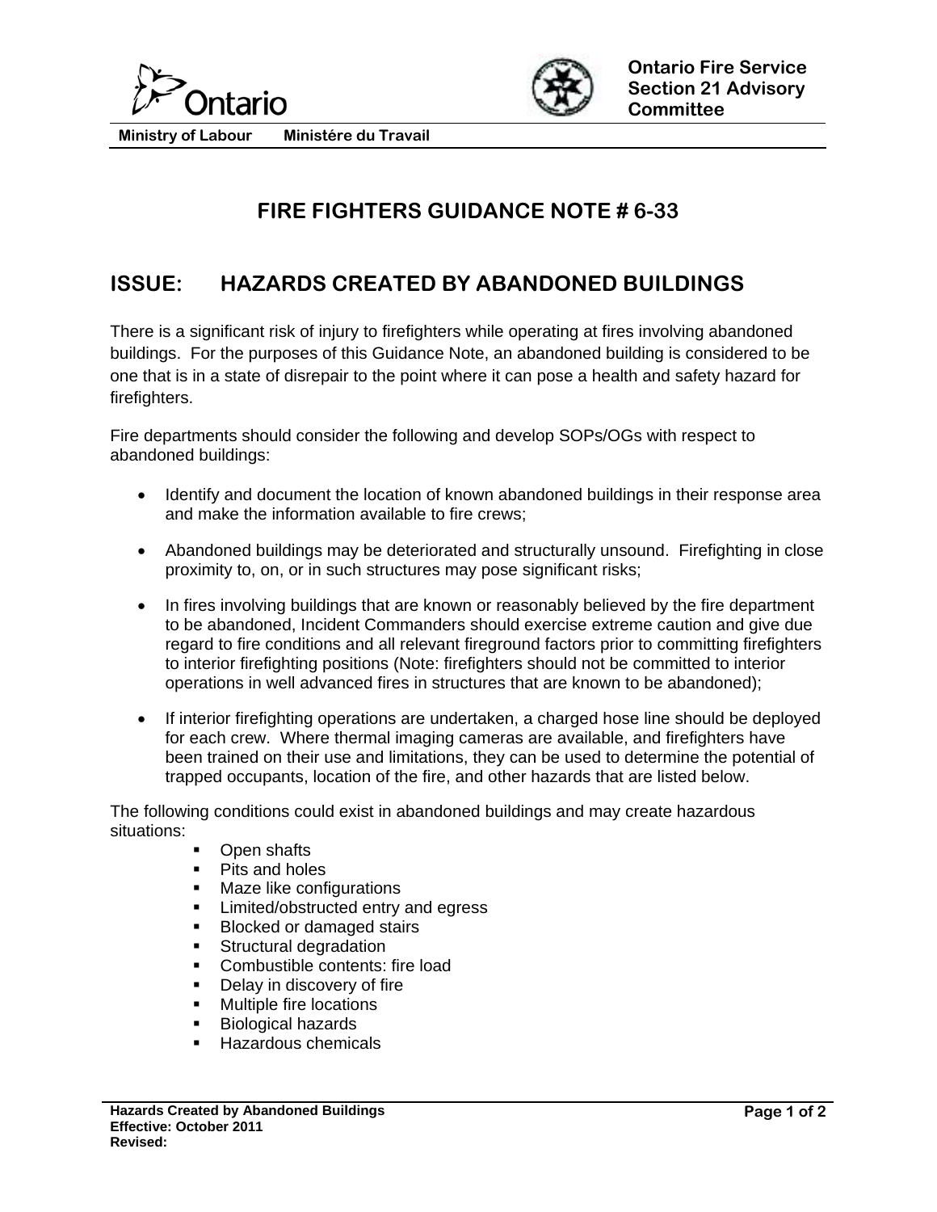Ministry of Labour Ministére du Travail

**Ontario Fire Service Section 21 Advisory Committee**

# FIRE FIGHTERS GUIDANCE NOTE # 6-33

## ISSUE: HAZARDS CREATED BY ABANDONED BUILDINGS

There is a significant risk of injury to firefighters while operating at fires involving abandoned buildings. For the purposes of this Guidance Note, an abandoned building is considered to be one that is in a state of disrepair to the point where it can pose a health and safety hazard for firefighters.

Fire departments should consider the following and develop SOPs/OGs with respect to abandoned buildings:

- Identify and document the location of known abandoned buildings in their response area and make the information available to fire crews;
- Abandoned buildings may be deteriorated and structurally unsound. Firefighting in close proximity to, on, or in such structures may pose significant risks;
- In fires involving buildings that are known or reasonably believed by the fire department to be abandoned, Incident Commanders should exercise extreme caution and give due regard to fire conditions and all relevant fireground factors prior to committing firefighters to interior firefighting positions (Note: firefighters should not be committed to interior operations in well advanced fires in structures that are known to be abandoned);
- If interior firefighting operations are undertaken, a charged hose line should be deployed for each crew. Where thermal imaging cameras are available, and firefighters have been trained on their use and limitations, they can be used to determine the potential of trapped occupants, location of the fire, and other hazards that are listed below.

The following conditions could exist in abandoned buildings and may create hazardous situations:

- Open shafts
- Pits and holes
- Maze like configurations
- Limited/obstructed entry and egress
- Blocked or damaged stairs
- Structural degradation
- Combustible contents: fire load
- Delay in discovery of fire
- Multiple fire locations
- Biological hazards
- Hazardous chemicals

**Hazards Created by Abandoned Buildings**
**Effective: October 2011**
**Revised:**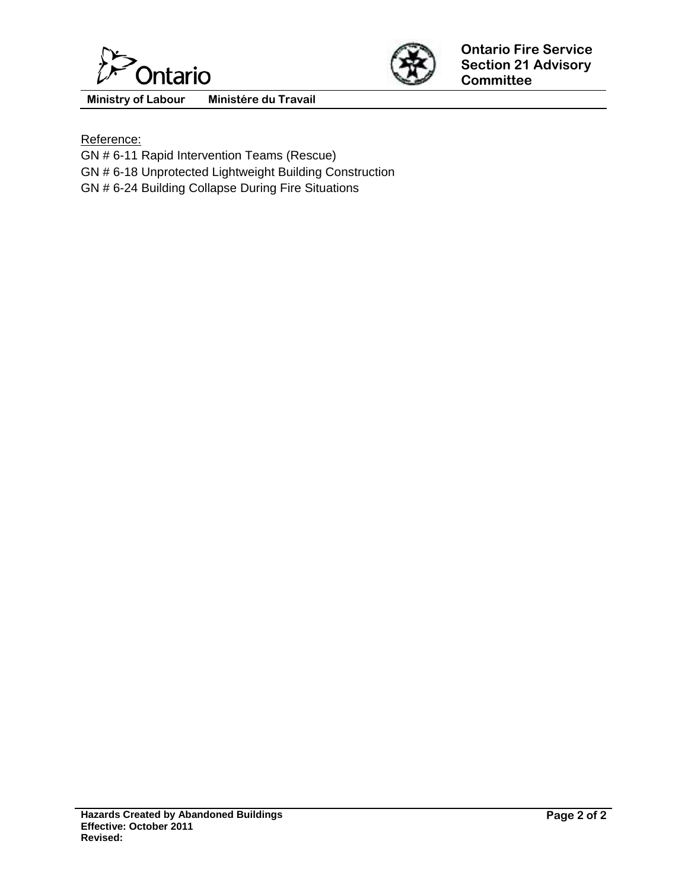Reference:

GN # 6-11 Rapid Intervention Teams (Rescue)

GN # 6-18 Unprotected Lightweight Building Construction

GN # 6-24 Building Collapse During Fire Situations